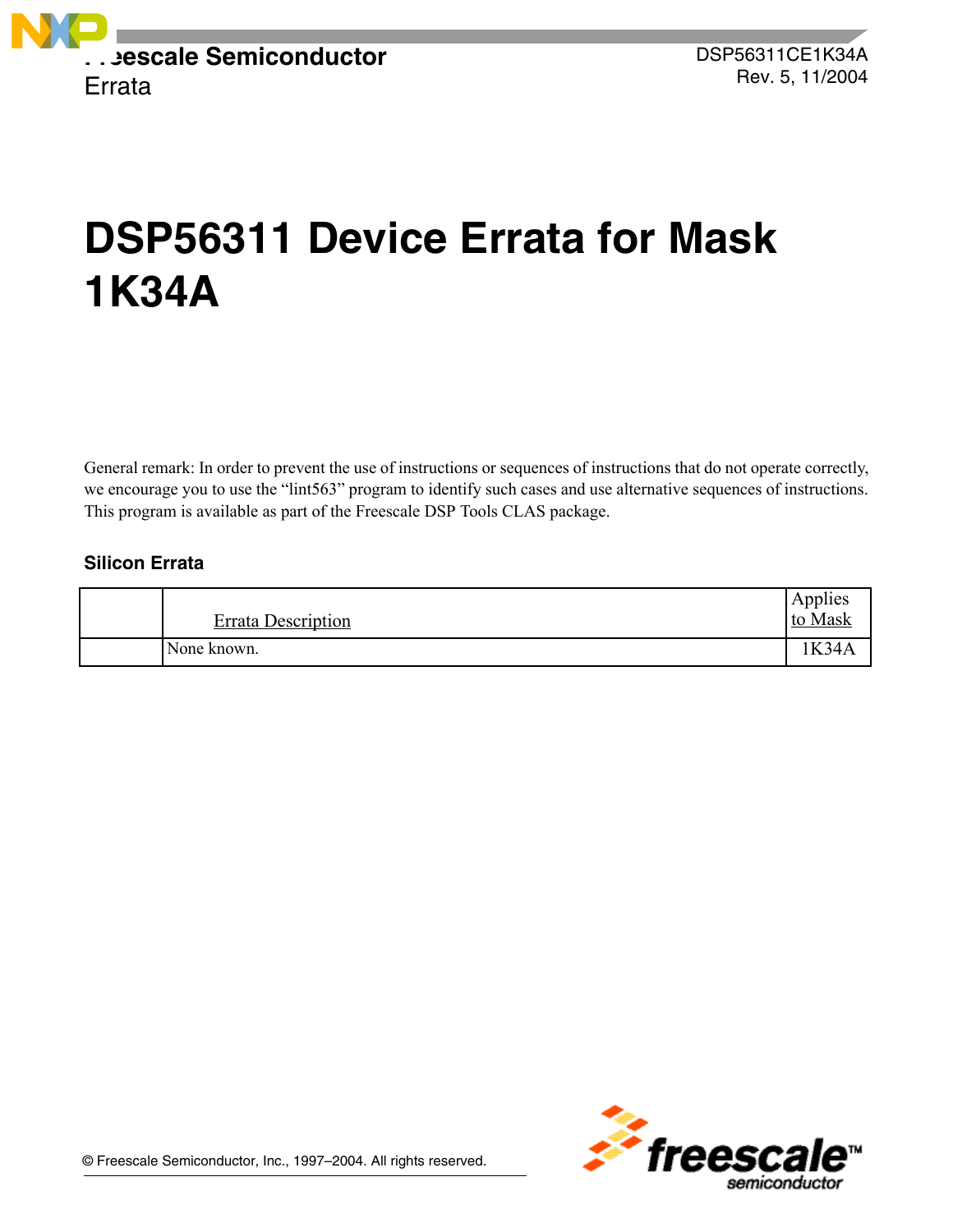Freescale Semiconductor
Errata

DSP56311CE1K34A
Rev. 5, 11/2004

# DSP56311 Device Errata for Mask 1K34A

General remark: In order to prevent the use of instructions or sequences of instructions that do not operate correctly, we encourage you to use the "lint563" program to identify such cases and use alternative sequences of instructions. This program is available as part of the Freescale DSP Tools CLAS package.

### Silicon Errata

| | Errata Description | Applies to Mask |
|---|---|---|
| | None known. | 1K34A |

© Freescale Semiconductor, Inc., 1997–2004. All rights reserved.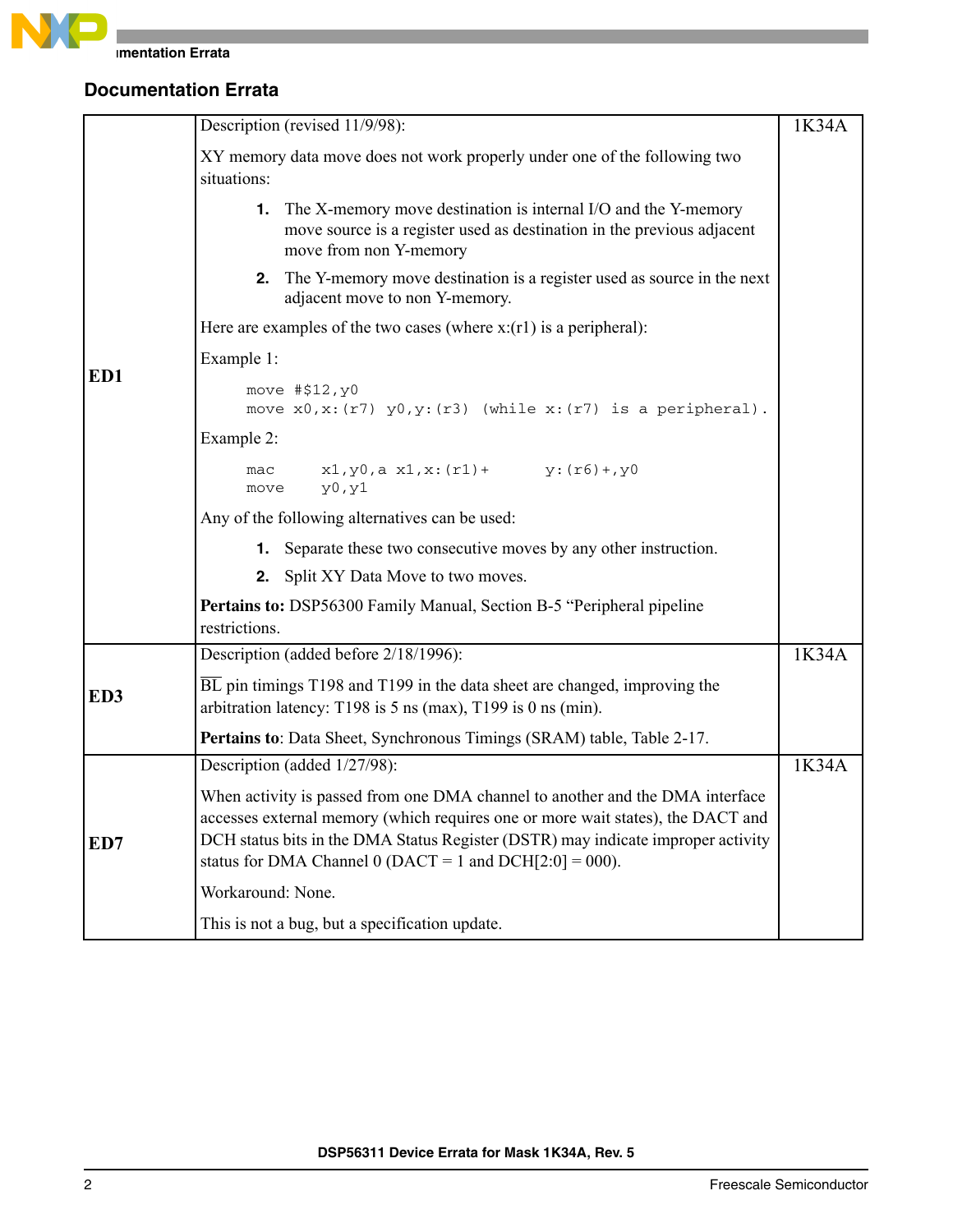## Documentation Errata

| | | |
|---|---|---|
| **ED1** | Description (revised 11/9/98):<br><br>XY memory data move does not work properly under one of the following two situations:<br><br>1. The X-memory move destination is internal I/O and the Y-memory move source is a register used as destination in the previous adjacent move from non Y-memory<br>2. The Y-memory move destination is a register used as source in the next adjacent move to non Y-memory.<br><br>Here are examples of the two cases (where x:(r1) is a peripheral):<br><br>Example 1:<br><br>`move #$12,y0`<br>`move x0,x:(r7) y0,y:(r3) (while x:(r7) is a peripheral).`<br><br>Example 2:<br><br>`mac x1,y0,a x1,x:(r1)+ y:(r6)+,y0`<br>`move y0,y1`<br><br>Any of the following alternatives can be used:<br><br>1. Separate these two consecutive moves by any other instruction.<br>2. Split XY Data Move to two moves.<br><br>**Pertains to:** DSP56300 Family Manual, Section B-5 "Peripheral pipeline restrictions. | 1K34A |
| **ED3** | Description (added before 2/18/1996):<br><br>$\overline{\text{BL}}$ pin timings T198 and T199 in the data sheet are changed, improving the arbitration latency: T198 is 5 ns (max), T199 is 0 ns (min).<br><br>**Pertains to**: Data Sheet, Synchronous Timings (SRAM) table, Table 2-17. | 1K34A |
| **ED7** | Description (added 1/27/98):<br><br>When activity is passed from one DMA channel to another and the DMA interface accesses external memory (which requires one or more wait states), the DACT and DCH status bits in the DMA Status Register (DSTR) may indicate improper activity status for DMA Channel 0 (DACT = 1 and DCH[2:0] = 000).<br><br>Workaround: None.<br><br>This is not a bug, but a specification update. | 1K34A |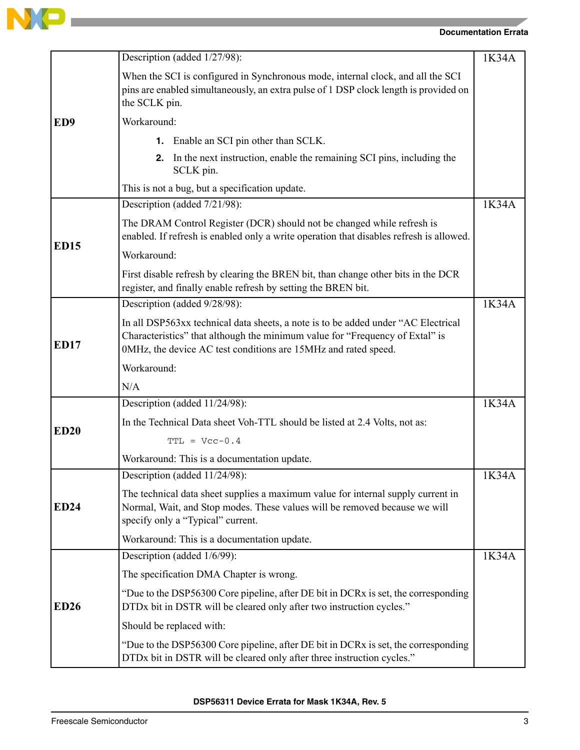| | | |
|---|---|---|
| **ED9** | Description (added 1/27/98):<br><br>When the SCI is configured in Synchronous mode, internal clock, and all the SCI pins are enabled simultaneously, an extra pulse of 1 DSP clock length is provided on the SCLK pin.<br><br>Workaround:<br><br>1. Enable an SCI pin other than SCLK.<br>2. In the next instruction, enable the remaining SCI pins, including the SCLK pin.<br><br>This is not a bug, but a specification update. | 1K34A |
| **ED15** | Description (added 7/21/98):<br><br>The DRAM Control Register (DCR) should not be changed while refresh is enabled. If refresh is enabled only a write operation that disables refresh is allowed.<br><br>Workaround:<br><br>First disable refresh by clearing the BREN bit, than change other bits in the DCR register, and finally enable refresh by setting the BREN bit. | 1K34A |
| **ED17** | Description (added 9/28/98):<br><br>In all DSP563xx technical data sheets, a note is to be added under "AC Electrical Characteristics" that although the minimum value for "Frequency of Extal" is 0MHz, the device AC test conditions are 15MHz and rated speed.<br><br>Workaround:<br><br>N/A | 1K34A |
| **ED20** | Description (added 11/24/98):<br><br>In the Technical Data sheet Voh-TTL should be listed at 2.4 Volts, not as:<br><br>`TTL = Vcc-0.4`<br><br>Workaround: This is a documentation update. | 1K34A |
| **ED24** | Description (added 11/24/98):<br><br>The technical data sheet supplies a maximum value for internal supply current in Normal, Wait, and Stop modes. These values will be removed because we will specify only a "Typical" current.<br><br>Workaround: This is a documentation update. | 1K34A |
| **ED26** | Description (added 1/6/99):<br><br>The specification DMA Chapter is wrong.<br><br>"Due to the DSP56300 Core pipeline, after DE bit in DCRx is set, the corresponding DTDx bit in DSTR will be cleared only after two instruction cycles."<br><br>Should be replaced with:<br><br>"Due to the DSP56300 Core pipeline, after DE bit in DCRx is set, the corresponding DTDx bit in DSTR will be cleared only after three instruction cycles." | 1K34A |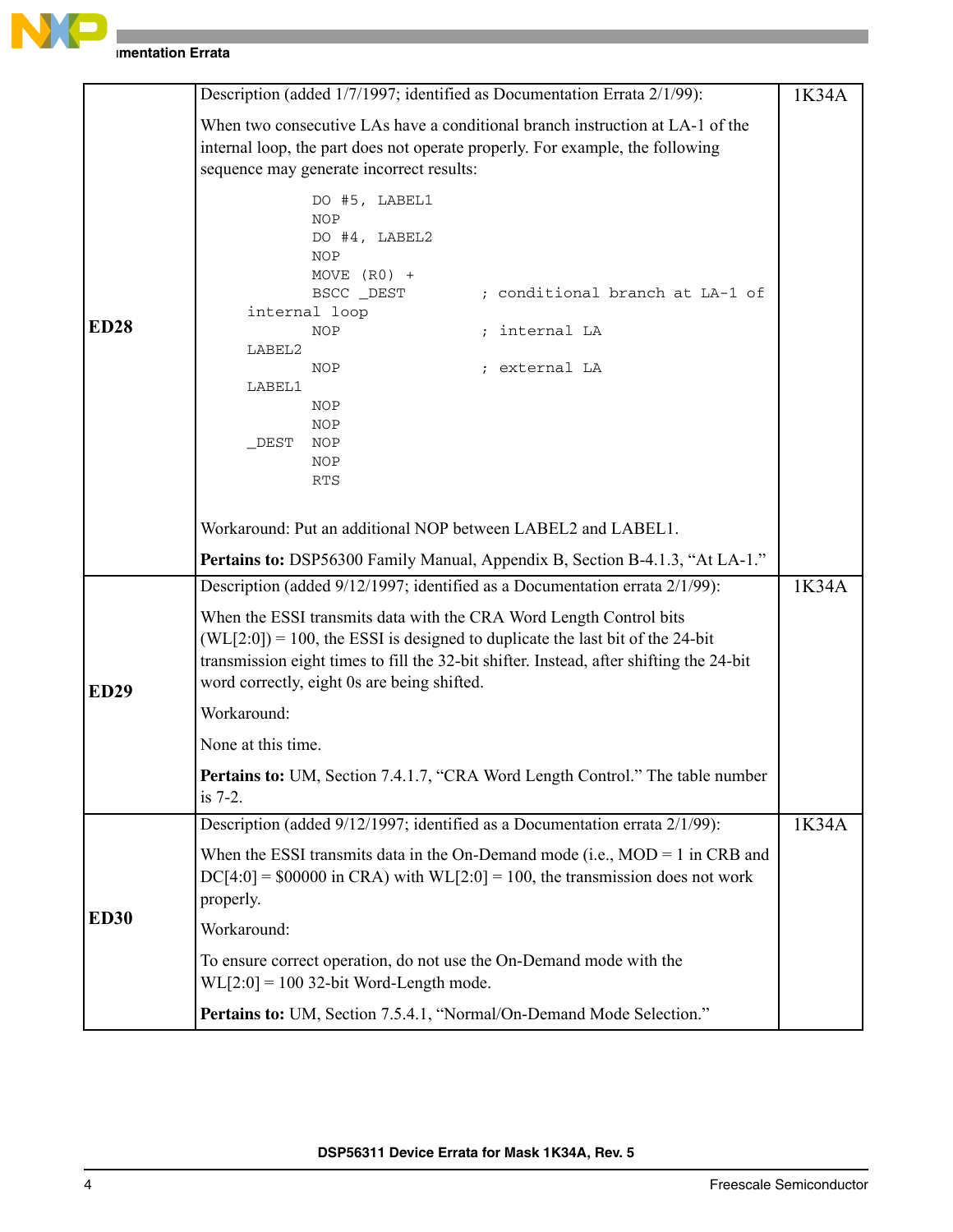| | | |
|---|---|---|
| **ED28** | Description (added 1/7/1997; identified as Documentation Errata 2/1/99):<br><br>When two consecutive LAs have a conditional branch instruction at LA-1 of the internal loop, the part does not operate properly. For example, the following sequence may generate incorrect results:<br><br>`DO #5, LABEL1`<br>`NOP`<br>`DO #4, LABEL2`<br>`NOP`<br>`MOVE (R0) +`<br>`BSCC _DEST ; conditional branch at LA-1 of internal loop`<br>`NOP ; internal LA`<br>`LABEL2`<br>`NOP ; external LA`<br>`LABEL1`<br>`NOP`<br>`NOP`<br>`_DEST NOP`<br>`NOP`<br>`RTS`<br><br>Workaround: Put an additional NOP between LABEL2 and LABEL1.<br><br>**Pertains to:** DSP56300 Family Manual, Appendix B, Section B-4.1.3, "At LA-1." | 1K34A |
| **ED29** | Description (added 9/12/1997; identified as a Documentation errata 2/1/99):<br><br>When the ESSI transmits data with the CRA Word Length Control bits (WL[2:0]) = 100, the ESSI is designed to duplicate the last bit of the 24-bit transmission eight times to fill the 32-bit shifter. Instead, after shifting the 24-bit word correctly, eight 0s are being shifted.<br><br>Workaround:<br><br>None at this time.<br><br>**Pertains to:** UM, Section 7.4.1.7, "CRA Word Length Control." The table number is 7-2. | 1K34A |
| **ED30** | Description (added 9/12/1997; identified as a Documentation errata 2/1/99):<br><br>When the ESSI transmits data in the On-Demand mode (i.e., MOD = 1 in CRB and DC[4:0] = $00000 in CRA) with WL[2:0] = 100, the transmission does not work properly.<br><br>Workaround:<br><br>To ensure correct operation, do not use the On-Demand mode with the WL[2:0] = 100 32-bit Word-Length mode.<br><br>**Pertains to:** UM, Section 7.5.4.1, "Normal/On-Demand Mode Selection." | 1K34A |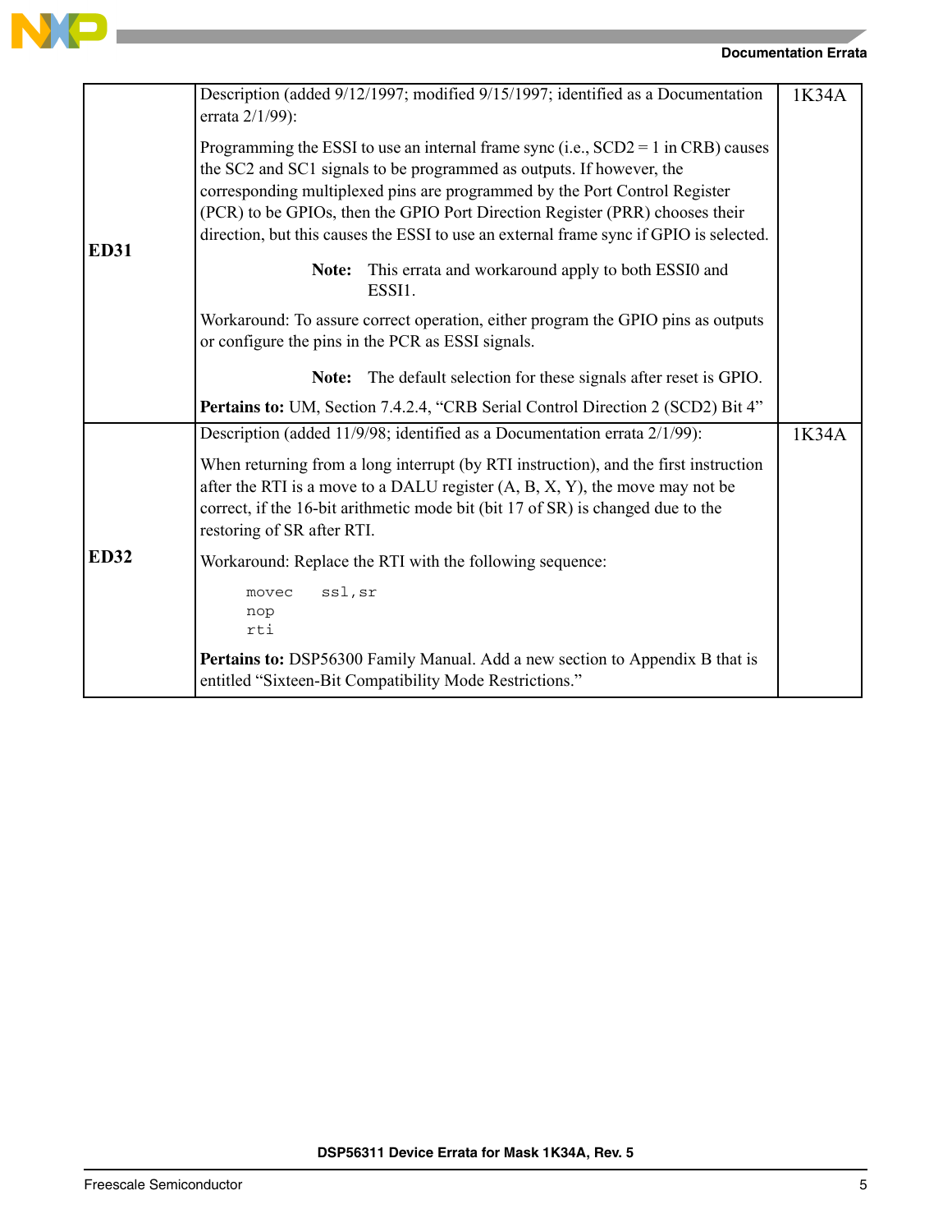| | | |
|---|---|---|
| **ED31** | Description (added 9/12/1997; modified 9/15/1997; identified as a Documentation errata 2/1/99):<br><br>Programming the ESSI to use an internal frame sync (i.e., SCD2 = 1 in CRB) causes the SC2 and SC1 signals to be programmed as outputs. If however, the corresponding multiplexed pins are programmed by the Port Control Register (PCR) to be GPIOs, then the GPIO Port Direction Register (PRR) chooses their direction, but this causes the ESSI to use an external frame sync if GPIO is selected.<br><br>**Note:** This errata and workaround apply to both ESSI0 and ESSI1.<br><br>Workaround: To assure correct operation, either program the GPIO pins as outputs or configure the pins in the PCR as ESSI signals.<br><br>**Note:** The default selection for these signals after reset is GPIO.<br><br>**Pertains to:** UM, Section 7.4.2.4, "CRB Serial Control Direction 2 (SCD2) Bit 4" | 1K34A |
| **ED32** | Description (added 11/9/98; identified as a Documentation errata 2/1/99):<br><br>When returning from a long interrupt (by RTI instruction), and the first instruction after the RTI is a move to a DALU register (A, B, X, Y), the move may not be correct, if the 16-bit arithmetic mode bit (bit 17 of SR) is changed due to the restoring of SR after RTI.<br><br>Workaround: Replace the RTI with the following sequence:<br><br>`movec ssl,sr`<br>`nop`<br>`rti`<br><br>**Pertains to:** DSP56300 Family Manual. Add a new section to Appendix B that is entitled "Sixteen-Bit Compatibility Mode Restrictions." | 1K34A |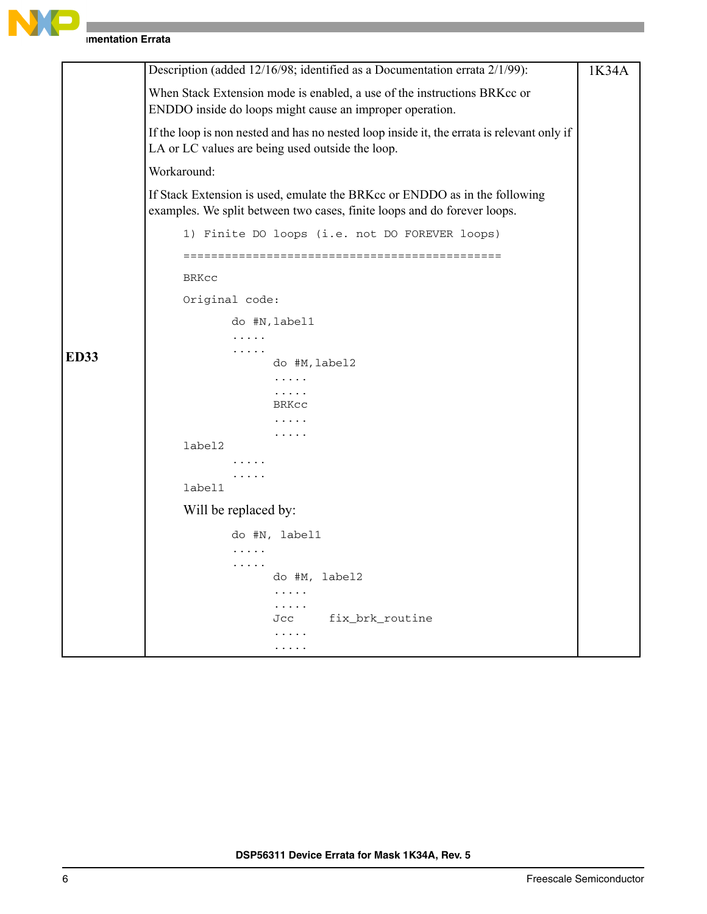| | | |
|---|---|---|
| **ED33** | Description (added 12/16/98; identified as a Documentation errata 2/1/99):<br><br>When Stack Extension mode is enabled, a use of the instructions BRKcc or ENDDO inside do loops might cause an improper operation.<br><br>If the loop is non nested and has no nested loop inside it, the errata is relevant only if LA or LC values are being used outside the loop.<br><br>Workaround:<br><br>If Stack Extension is used, emulate the BRKcc or ENDDO as in the following examples. We split between two cases, finite loops and do forever loops.<br><br>`1) Finite DO loops (i.e. not DO FOREVER loops)`<br>`==============================================`<br><br>`BRKcc`<br><br>`Original code:`<br><pre>       do #N,label1<br>       .....<br>       .....<br>             do #M,label2<br>             .....<br>             .....<br>             BRKcc<br>             .....<br>             .....<br>label2<br>       .....<br>       .....<br>label1</pre>Will be replaced by:<br><pre>       do #N, label1<br>       .....<br>       .....<br>             do #M, label2<br>             .....<br>             .....<br>             Jcc      fix_brk_routine<br>             .....<br>             .....</pre> | 1K34A |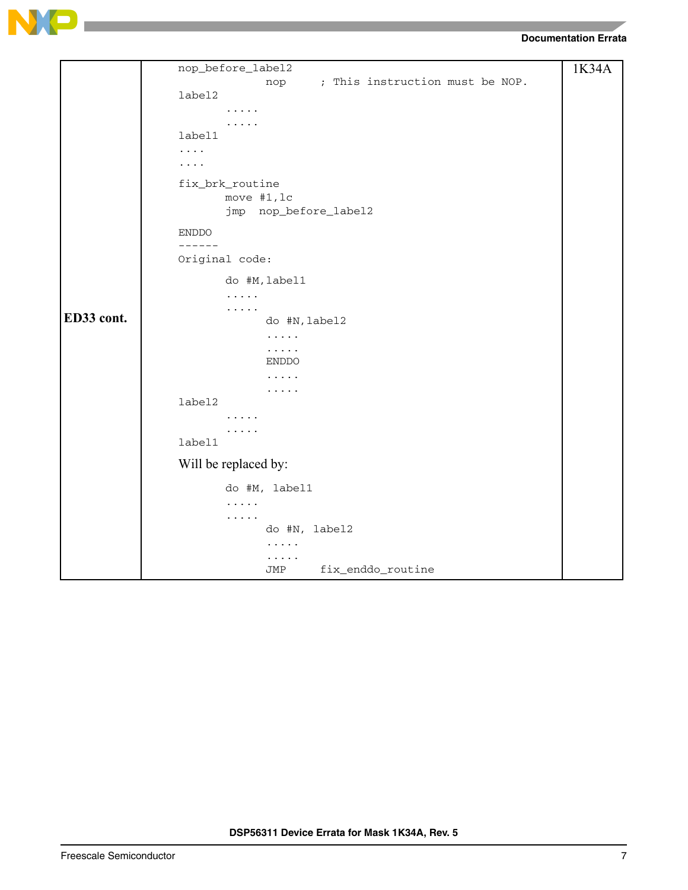| | | |
|---|---|---|
| **ED33 cont.** | <pre>nop_before_label2<br>              nop     ; This instruction must be NOP.<br>label2<br>       .....<br>       .....<br>label1<br>....<br>....<br><br>fix_brk_routine<br>       move #1,lc<br>       jmp  nop_before_label2<br><br>ENDDO<br>------<br>Original code:<br><br>       do #M,label1<br>       .....<br>       .....<br>             do #N,label2<br>             .....<br>             .....<br>             ENDDO<br>             .....<br>             .....<br>label2<br>       .....<br>       .....<br>label1</pre>Will be replaced by:<pre>       do #M, label1<br>       .....<br>       .....<br>             do #N, label2<br>             .....<br>             .....<br>             JMP     fix_enddo_routine</pre> | 1K34A |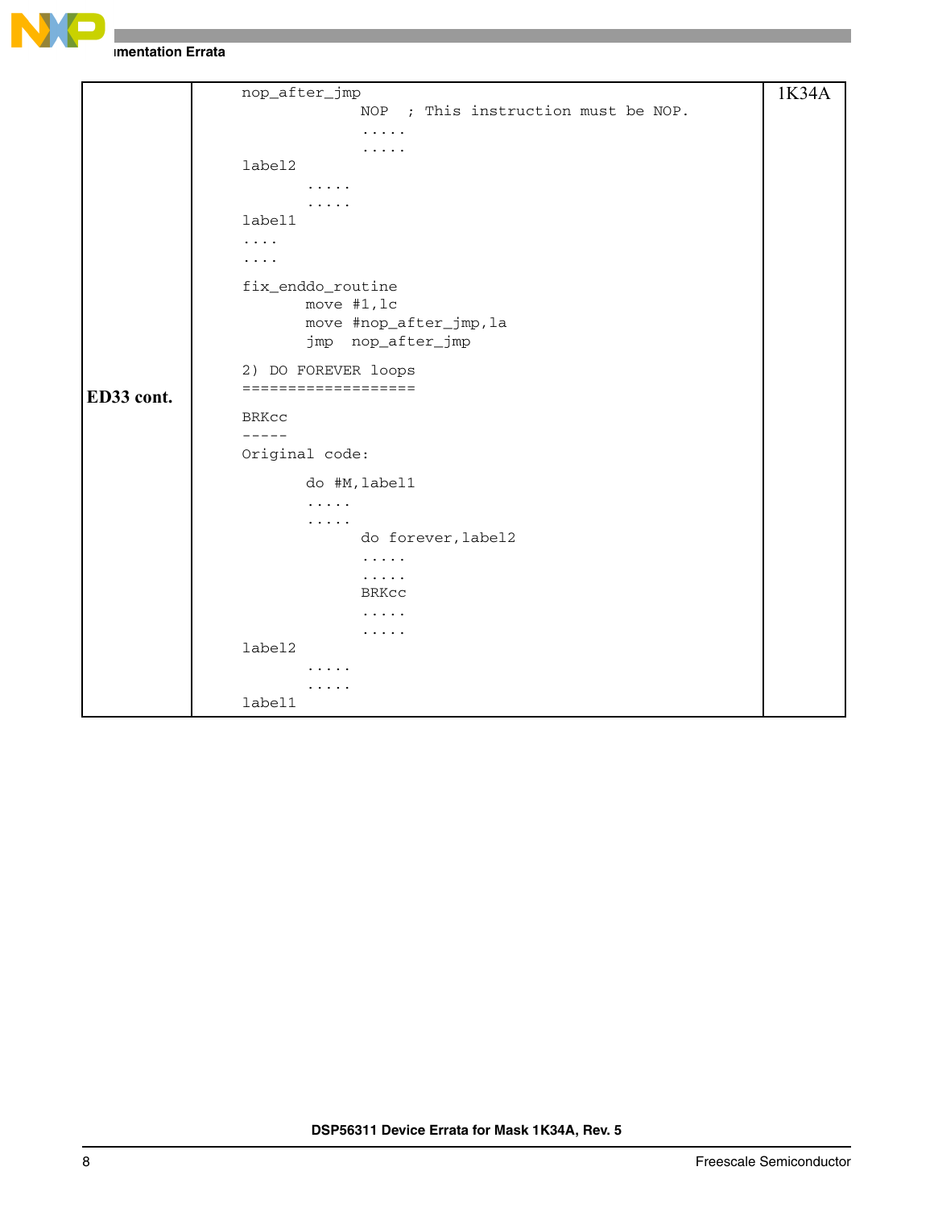| | | |
|---|---|---|
| **ED33 cont.** | <pre>nop_after_jmp<br>               NOP  ; This instruction must be NOP.<br>               .....<br>               .....<br>label2<br>       .....<br>       .....<br>label1<br>....<br>....<br><br>fix_enddo_routine<br>       move #1,lc<br>       move #nop_after_jmp,la<br>       jmp  nop_after_jmp<br><br>2) DO FOREVER loops<br>===================<br><br>BRKcc<br>-----<br>Original code:<br><br>       do #M,label1<br>       .....<br>       .....<br>             do forever,label2<br>             .....<br>             .....<br>             BRKcc<br>             .....<br>             .....<br>label2<br>       .....<br>       .....<br>label1</pre> | 1K34A |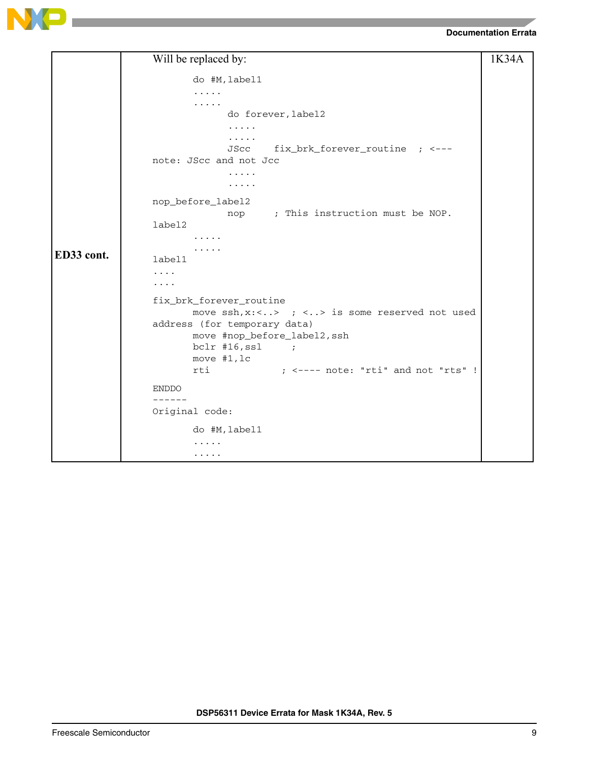| | | |
|---|---|---|
| ED33 cont. | Will be replaced by:<br><pre>       do #M,label1<br>       .....<br>       .....<br>             do forever,label2<br>             .....<br>             .....<br>             JScc    fix_brk_forever_routine  ; <---<br>note: JScc and not Jcc<br>             .....<br>             .....<br><br>nop_before_label2<br>             nop     ; This instruction must be NOP.<br>label2<br>       .....<br>       .....<br>label1<br>....<br>....<br><br>fix_brk_forever_routine<br>       move ssh,x:<..>  ; <..> is some reserved not used<br>address (for temporary data)<br>       move #nop_before_label2,ssh<br>       bclr #16,ssl     ;<br>       move #1,lc<br>       rti             ; <---- note: "rti" and not "rts" !<br><br>ENDDO<br>------<br>Original code:<br><br>       do #M,label1<br>       .....<br>       .....</pre> | 1K34A |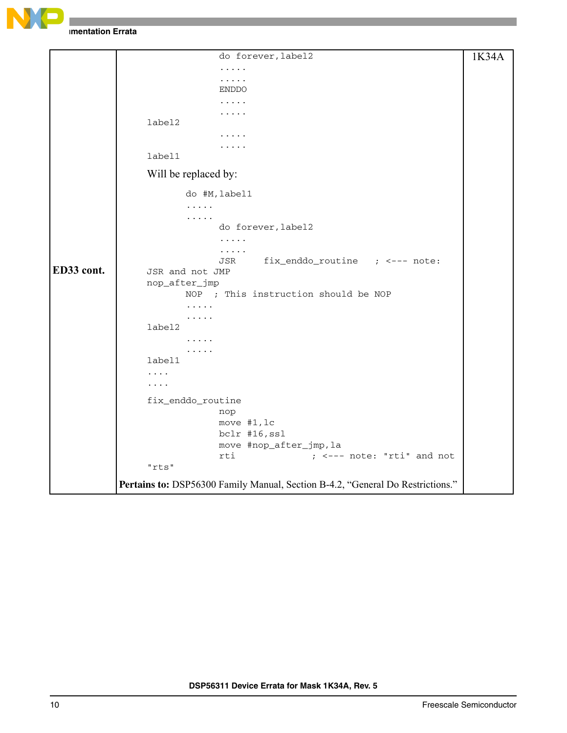| | | |
|---|---|---|
| **ED33 cont.** | <pre>                   do forever,label2<br>                   .....<br>                   .....<br>                   ENDDO<br>                   .....<br>                   .....<br>label2<br>                   .....<br>                   .....<br>label1</pre>Will be replaced by:<pre>          do #M,label1<br>          .....<br>          .....<br>                   do forever,label2<br>                   .....<br>                   .....<br>                   JSR     fix_enddo_routine   ; <--- note:<br>JSR and not JMP<br>nop_after_jmp<br>          NOP  ; This instruction should be NOP<br>          .....<br>          .....<br>label2<br>          .....<br>          .....<br>label1<br>....<br>....<br><br>fix_enddo_routine<br>                   nop<br>                   move #1,lc<br>                   bclr #16,ssl<br>                   move #nop_after_jmp,la<br>                   rti              ; <--- note: "rti" and not<br>"rts"</pre>**Pertains to:** DSP56300 Family Manual, Section B-4.2, “General Do Restrictions.” | 1K34A |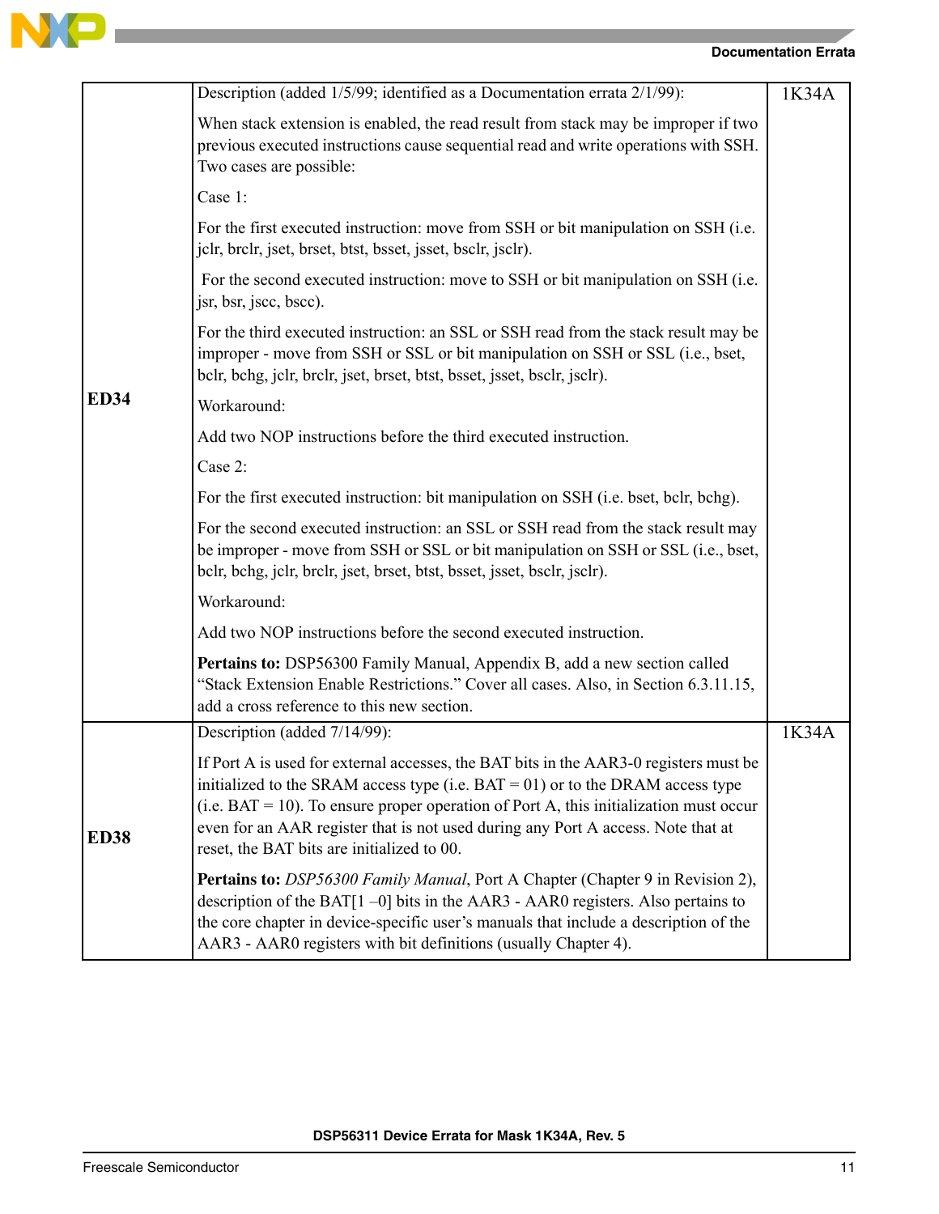| | | |
|---|---|---|
| **ED34** | Description (added 1/5/99; identified as a Documentation errata 2/1/99):<br><br>When stack extension is enabled, the read result from stack may be improper if two previous executed instructions cause sequential read and write operations with SSH. Two cases are possible:<br><br>Case 1:<br><br>For the first executed instruction: move from SSH or bit manipulation on SSH (i.e. jclr, brclr, jset, brset, btst, bsset, jsset, bsclr, jsclr).<br><br>For the second executed instruction: move to SSH or bit manipulation on SSH (i.e. jsr, bsr, jscc, bscc).<br><br>For the third executed instruction: an SSL or SSH read from the stack result may be improper - move from SSH or SSL or bit manipulation on SSH or SSL (i.e., bset, bclr, bchg, jclr, brclr, jset, brset, btst, bsset, jsset, bsclr, jsclr).<br><br>Workaround:<br><br>Add two NOP instructions before the third executed instruction.<br><br>Case 2:<br><br>For the first executed instruction: bit manipulation on SSH (i.e. bset, bclr, bchg).<br><br>For the second executed instruction: an SSL or SSH read from the stack result may be improper - move from SSH or SSL or bit manipulation on SSH or SSL (i.e., bset, bclr, bchg, jclr, brclr, jset, brset, btst, bsset, jsset, bsclr, jsclr).<br><br>Workaround:<br><br>Add two NOP instructions before the second executed instruction.<br><br>**Pertains to:** DSP56300 Family Manual, Appendix B, add a new section called "Stack Extension Enable Restrictions." Cover all cases. Also, in Section 6.3.11.15, add a cross reference to this new section. | 1K34A |
| **ED38** | Description (added 7/14/99):<br><br>If Port A is used for external accesses, the BAT bits in the AAR3-0 registers must be initialized to the SRAM access type (i.e. BAT = 01) or to the DRAM access type (i.e. BAT = 10). To ensure proper operation of Port A, this initialization must occur even for an AAR register that is not used during any Port A access. Note that at reset, the BAT bits are initialized to 00.<br><br>**Pertains to:** *DSP56300 Family Manual*, Port A Chapter (Chapter 9 in Revision 2), description of the BAT[1 –0] bits in the AAR3 - AAR0 registers. Also pertains to the core chapter in device-specific user's manuals that include a description of the AAR3 - AAR0 registers with bit definitions (usually Chapter 4). | 1K34A |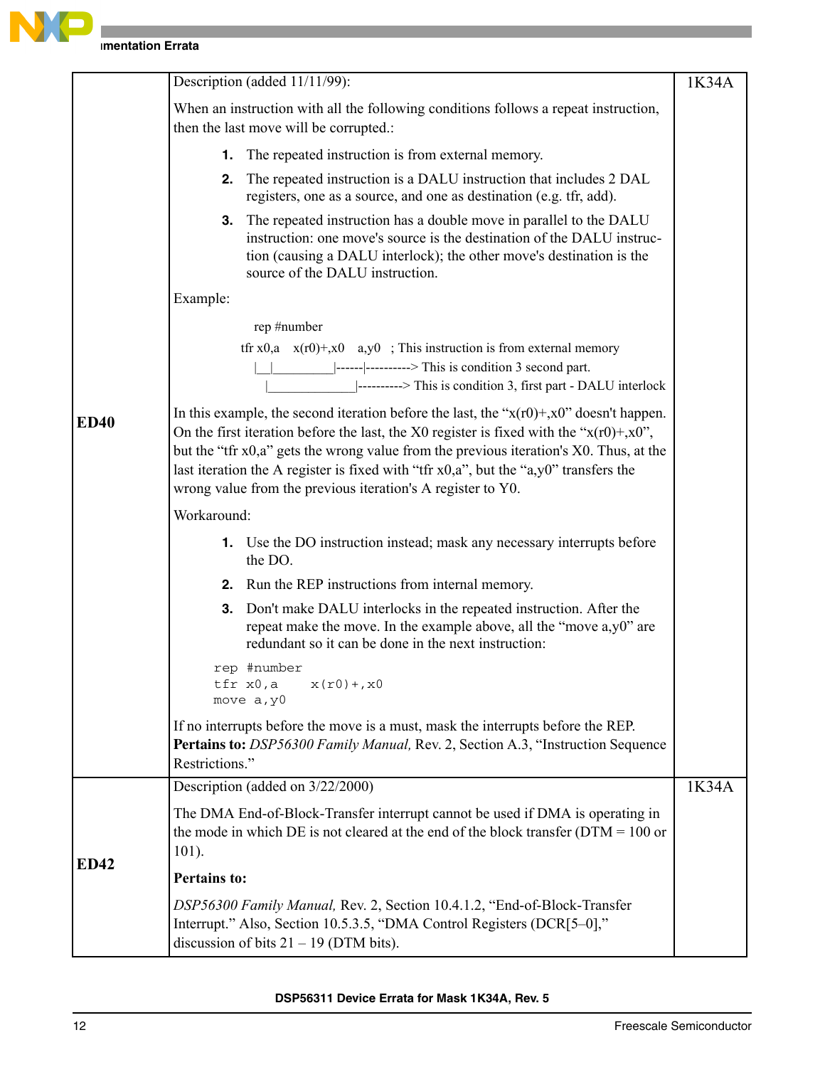| | | |
|---|---|---|
| **ED40** | Description (added 11/11/99):<br><br>When an instruction with all the following conditions follows a repeat instruction, then the last move will be corrupted.:<br><br>**1.** The repeated instruction is from external memory.<br>**2.** The repeated instruction is a DALU instruction that includes 2 DAL registers, one as a source, and one as destination (e.g. tfr, add).<br>**3.** The repeated instruction has a double move in parallel to the DALU instruction: one move's source is the destination of the DALU instruction (causing a DALU interlock); the other move's destination is the source of the DALU instruction.<br><br>Example:<br><br>`rep #number`<br>`tfr x0,a    x(r0)+,x0    a,y0   ; This instruction is from external memory`<br>`|__|_________|------|----------> This is condition 3 second part.`<br>`|_____________|----------> This is condition 3, first part - DALU interlock`<br><br>In this example, the second iteration before the last, the “x(r0)+,x0” doesn't happen. On the first iteration before the last, the X0 register is fixed with the “x(r0)+,x0”, but the “tfr x0,a” gets the wrong value from the previous iteration's X0. Thus, at the last iteration the A register is fixed with “tfr x0,a”, but the “a,y0” transfers the wrong value from the previous iteration's A register to Y0.<br><br>Workaround:<br><br>**1.** Use the DO instruction instead; mask any necessary interrupts before the DO.<br>**2.** Run the REP instructions from internal memory.<br>**3.** Don't make DALU interlocks in the repeated instruction. After the repeat make the move. In the example above, all the “move a,y0” are redundant so it can be done in the next instruction:<br><br>`rep #number`<br>`tfr x0,a     x(r0)+,x0`<br>`move a,y0`<br><br>If no interrupts before the move is a must, mask the interrupts before the REP.<br>**Pertains to:** *DSP56300 Family Manual,* Rev. 2, Section A.3, “Instruction Sequence Restrictions.” | 1K34A |
| **ED42** | Description (added on 3/22/2000)<br><br>The DMA End-of-Block-Transfer interrupt cannot be used if DMA is operating in the mode in which DE is not cleared at the end of the block transfer (DTM = 100 or 101).<br><br>**Pertains to:**<br><br>*DSP56300 Family Manual,* Rev. 2, Section 10.4.1.2, “End-of-Block-Transfer Interrupt.” Also, Section 10.5.3.5, “DMA Control Registers (DCR[5–0],” discussion of bits 21 – 19 (DTM bits). | 1K34A |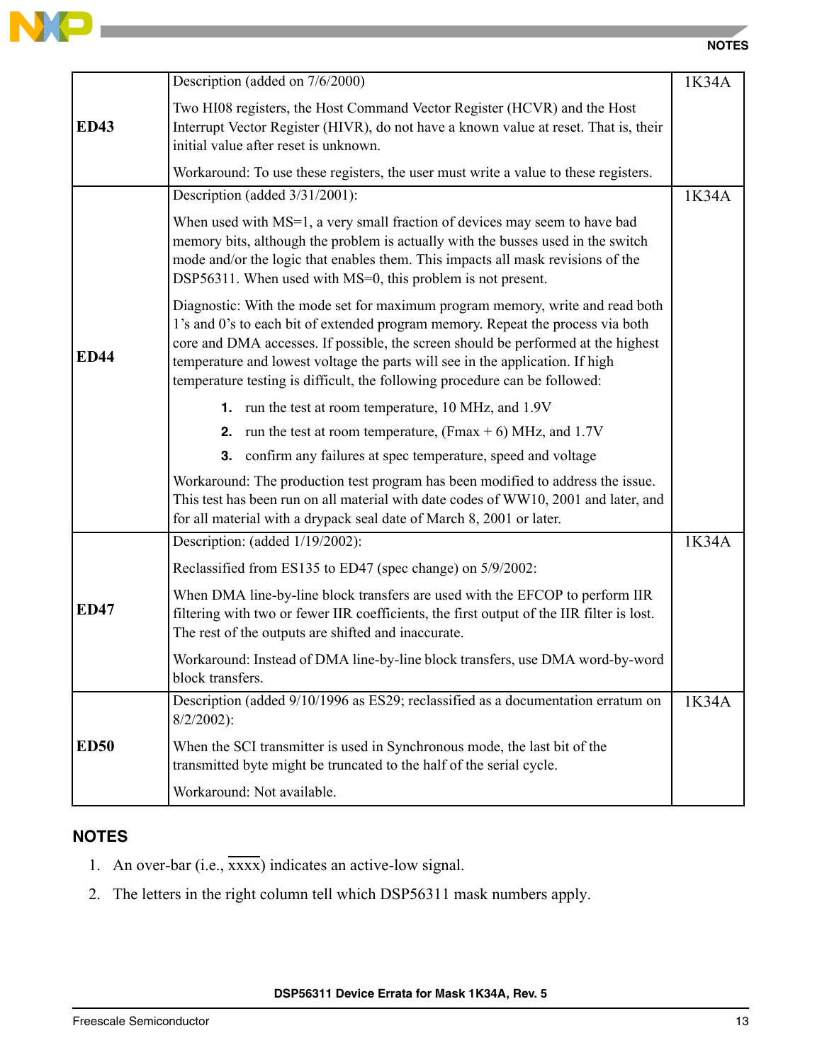| | | |
|---|---|---|
| **ED43** | Description (added on 7/6/2000)<br><br>Two HI08 registers, the Host Command Vector Register (HCVR) and the Host Interrupt Vector Register (HIVR), do not have a known value at reset. That is, their initial value after reset is unknown.<br><br>Workaround: To use these registers, the user must write a value to these registers. | 1K34A |
| **ED44** | Description (added 3/31/2001):<br><br>When used with MS=1, a very small fraction of devices may seem to have bad memory bits, although the problem is actually with the busses used in the switch mode and/or the logic that enables them. This impacts all mask revisions of the DSP56311. When used with MS=0, this problem is not present.<br><br>Diagnostic: With the mode set for maximum program memory, write and read both 1's and 0's to each bit of extended program memory. Repeat the process via both core and DMA accesses. If possible, the screen should be performed at the highest temperature and lowest voltage the parts will see in the application. If high temperature testing is difficult, the following procedure can be followed:<br><br>**1.** run the test at room temperature, 10 MHz, and 1.9V<br>**2.** run the test at room temperature, (Fmax + 6) MHz, and 1.7V<br>**3.** confirm any failures at spec temperature, speed and voltage<br><br>Workaround: The production test program has been modified to address the issue. This test has been run on all material with date codes of WW10, 2001 and later, and for all material with a drypack seal date of March 8, 2001 or later. | 1K34A |
| **ED47** | Description: (added 1/19/2002):<br><br>Reclassified from ES135 to ED47 (spec change) on 5/9/2002:<br><br>When DMA line-by-line block transfers are used with the EFCOP to perform IIR filtering with two or fewer IIR coefficients, the first output of the IIR filter is lost. The rest of the outputs are shifted and inaccurate.<br><br>Workaround: Instead of DMA line-by-line block transfers, use DMA word-by-word block transfers. | 1K34A |
| **ED50** | Description (added 9/10/1996 as ES29; reclassified as a documentation erratum on 8/2/2002):<br><br>When the SCI transmitter is used in Synchronous mode, the last bit of the transmitted byte might be truncated to the half of the serial cycle.<br><br>Workaround: Not available. | 1K34A |

## NOTES

1. An over-bar (i.e., $\overline{\text{xxxx}}$) indicates an active-low signal.
2. The letters in the right column tell which DSP56311 mask numbers apply.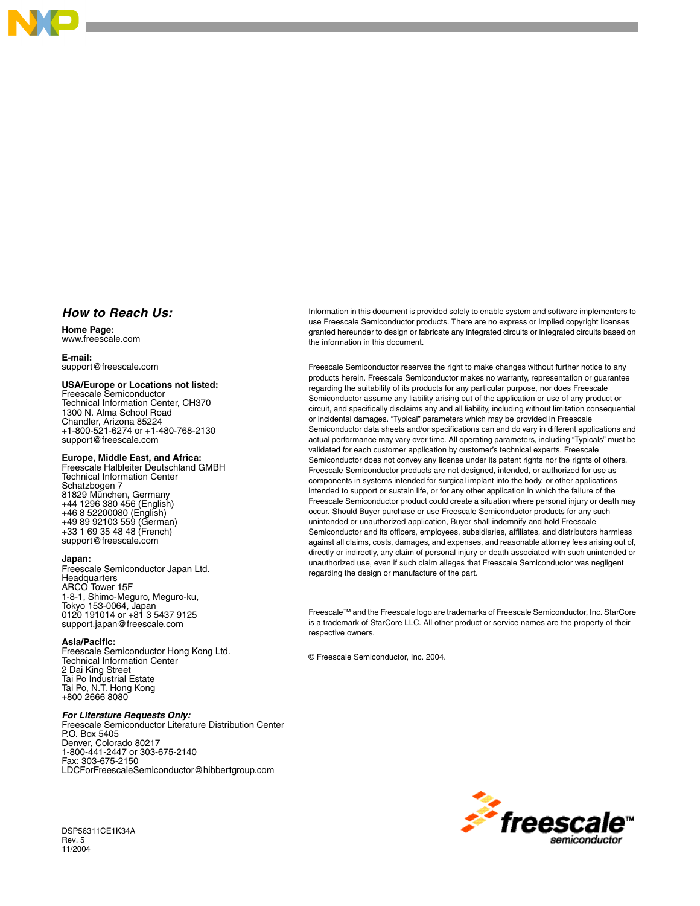## *How to Reach Us:*

**Home Page:**
www.freescale.com

**E-mail:**
support@freescale.com

**USA/Europe or Locations not listed:**
Freescale Semiconductor
Technical Information Center, CH370
1300 N. Alma School Road
Chandler, Arizona 85224
+1-800-521-6274 or +1-480-768-2130
support@freescale.com

**Europe, Middle East, and Africa:**
Freescale Halbleiter Deutschland GMBH
Technical Information Center
Schatzbogen 7
81829 München, Germany
+44 1296 380 456 (English)
+46 8 52200080 (English)
+49 89 92103 559 (German)
+33 1 69 35 48 48 (French)
support@freescale.com

**Japan:**
Freescale Semiconductor Japan Ltd.
Headquarters
ARCO Tower 15F
1-8-1, Shimo-Meguro, Meguro-ku,
Tokyo 153-0064, Japan
0120 191014 or +81 3 5437 9125
support.japan@freescale.com

**Asia/Pacific:**
Freescale Semiconductor Hong Kong Ltd.
Technical Information Center
2 Dai King Street
Tai Po Industrial Estate
Tai Po, N.T. Hong Kong
+800 2666 8080

***For Literature Requests Only:***
Freescale Semiconductor Literature Distribution Center
P.O. Box 5405
Denver, Colorado 80217
1-800-441-2447 or 303-675-2140
Fax: 303-675-2150
LDCForFreescaleSemiconductor@hibbertgroup.com

Information in this document is provided solely to enable system and software implementers to use Freescale Semiconductor products. There are no express or implied copyright licenses granted hereunder to design or fabricate any integrated circuits or integrated circuits based on the information in this document.

Freescale Semiconductor reserves the right to make changes without further notice to any products herein. Freescale Semiconductor makes no warranty, representation or guarantee regarding the suitability of its products for any particular purpose, nor does Freescale Semiconductor assume any liability arising out of the application or use of any product or circuit, and specifically disclaims any and all liability, including without limitation consequential or incidental damages. "Typical" parameters which may be provided in Freescale Semiconductor data sheets and/or specifications can and do vary in different applications and actual performance may vary over time. All operating parameters, including "Typicals" must be validated for each customer application by customer's technical experts. Freescale Semiconductor does not convey any license under its patent rights nor the rights of others. Freescale Semiconductor products are not designed, intended, or authorized for use as components in systems intended for surgical implant into the body, or other applications intended to support or sustain life, or for any other application in which the failure of the Freescale Semiconductor product could create a situation where personal injury or death may occur. Should Buyer purchase or use Freescale Semiconductor products for any such unintended or unauthorized application, Buyer shall indemnify and hold Freescale Semiconductor and its officers, employees, subsidiaries, affiliates, and distributors harmless against all claims, costs, damages, and expenses, and reasonable attorney fees arising out of, directly or indirectly, any claim of personal injury or death associated with such unintended or unauthorized use, even if such claim alleges that Freescale Semiconductor was negligent regarding the design or manufacture of the part.

Freescale™ and the Freescale logo are trademarks of Freescale Semiconductor, Inc. StarCore is a trademark of StarCore LLC. All other product or service names are the property of their respective owners.

© Freescale Semiconductor, Inc. 2004.

DSP56311CE1K34A
Rev. 5
11/2004